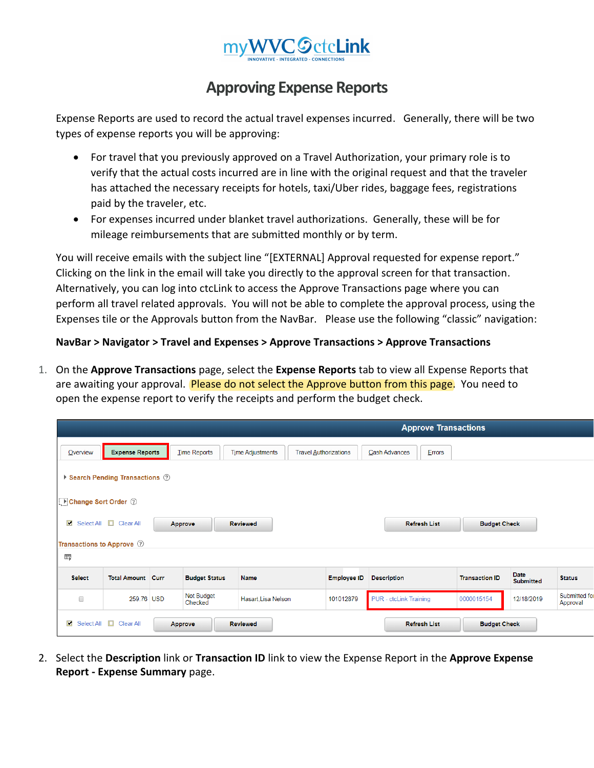# Approving Expense Reports

Expense Reports are used to record the actual travel expenses incurred. Generally, there will be two types of expense reports you will be approving:

- For travel that you previously approved on a Travel Authorization, your primary role is to verify that the actual costs incurred are in line with the original request and that the traveler has attached the necessary receipts for hotels, taxi/Uber rides, baggage fees, registrations paid by the traveler, etc.
- For expenses incurred under blanket travel authorizations. Generally, these will be for mileage reimbursements that are submitted monthly or by term.

You will receive emails with the subject line "[EXTERNAL] Approval requested for expense report." Clicking on the link in the email will take you directly to the approval screen for that transaction. Alternatively, you can log into ctcLink to access the Approve Transactions page where you can perform all travel related approvals. You will not be able to complete the approval process, using the Expenses tile or the Approvals button from the NavBar. Please use the following "classic" navigation:

**NavBar > Navigator > Travel and Expenses > Approve Transactions > Approve Transactions**

1. On the **Approve Transactions** page, select the **Expense Reports** tab to view all Expense Reports that are awaiting your approval. Please do not select the Approve button from this page. You need to open the expense report to verify the receipts and perform the budget check.

**Approve Transactions**

Overview | Expense Reports | Time Reports | Time Adjustments | Travel Authorizations | Cash Advances | Errors

Search Pending Transactions

Change Sort Order

Select All | Clear All | Approve | Reviewed | Refresh List | Budget Check

Transactions to Approve

| Select | Total Amount | Curr | Budget Status | Name | Employee ID | Description | Transaction ID | Date Submitted | Status |
|---|---|---|---|---|---|---|---|---|---|
| ☐ | 259.76 | USD | Not Budget Checked | Hasart,Lisa Nelson | 101012879 | PUR - ctcLink Training | 0000015154 | 12/18/2019 | Submitted for Approval |

Select All | Clear All | Approve | Reviewed | Refresh List | Budget Check

2. Select the **Description** link or **Transaction ID** link to view the Expense Report in the **Approve Expense Report - Expense Summary** page.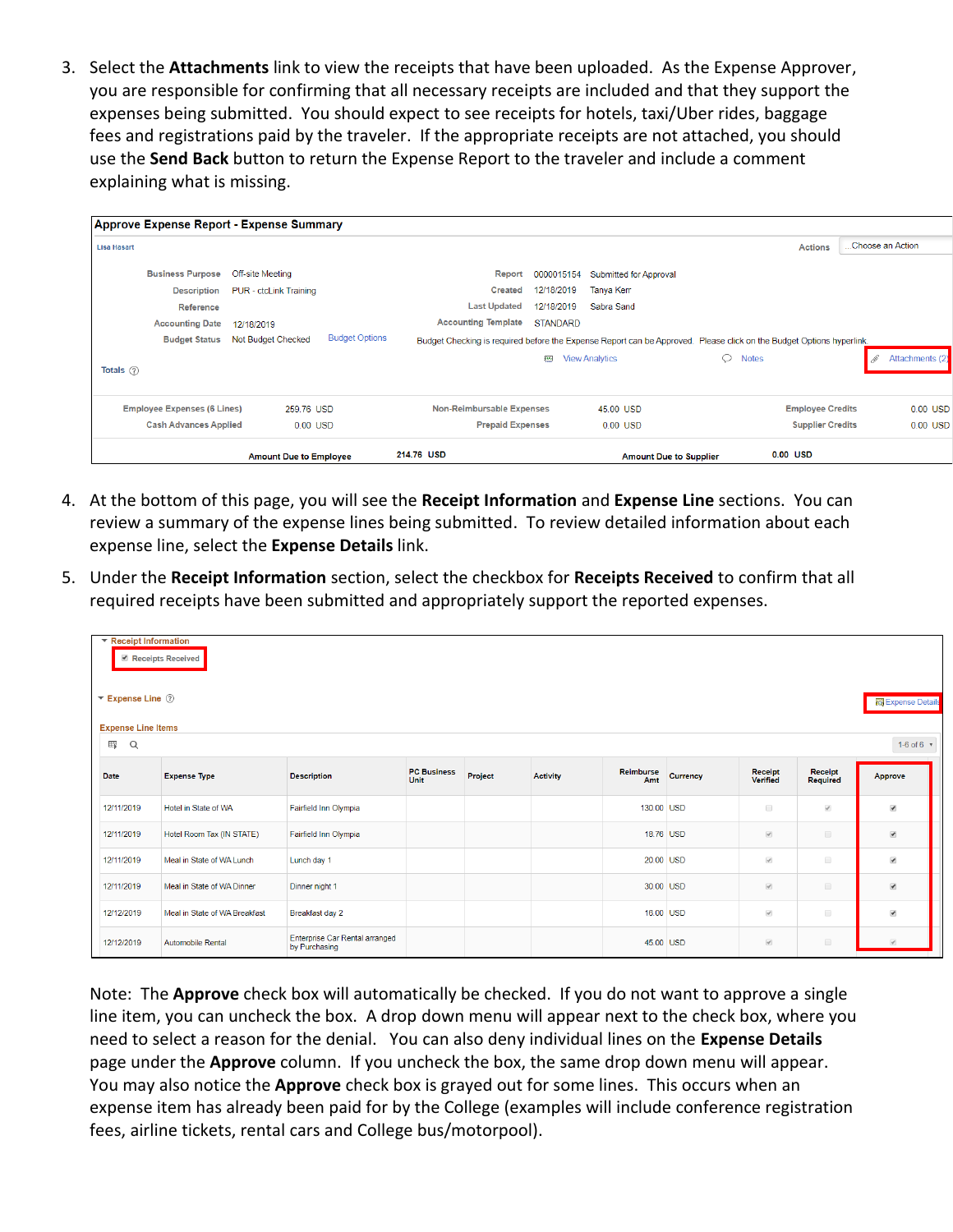3. Select the **Attachments** link to view the receipts that have been uploaded. As the Expense Approver, you are responsible for confirming that all necessary receipts are included and that they support the expenses being submitted. You should expect to see receipts for hotels, taxi/Uber rides, baggage fees and registrations paid by the traveler. If the appropriate receipts are not attached, you should use the **Send Back** button to return the Expense Report to the traveler and include a comment explaining what is missing.

**Approve Expense Report - Expense Summary**

Lisa Hasart

Actions: Choose an Action

| | | | |
|---|---|---|---|
| Business Purpose | Off-site Meeting | Report | 0000015154 Submitted for Approval |
| Description | PUR - ctcLink Training | Created | 12/18/2019 Tanya Kerr |
| Reference | | Last Updated | 12/18/2019 Sabra Sand |
| Accounting Date | 12/18/2019 | Accounting Template | STANDARD |
| Budget Status | Not Budget Checked — Budget Options | | Budget Checking is required before the Expense Report can be Approved. Please click on the Budget Options hyperlink. |

View Analytics | Notes | Attachments (2)

Totals

| | | | | | |
|---|---|---|---|---|---|
| Employee Expenses (6 Lines) | 259.76 USD | Non-Reimbursable Expenses | 45.00 USD | Employee Credits | 0.00 USD |
| Cash Advances Applied | 0.00 USD | Prepaid Expenses | 0.00 USD | Supplier Credits | 0.00 USD |
| Amount Due to Employee | 214.76 USD | Amount Due to Supplier | 0.00 USD | | |

4. At the bottom of this page, you will see the **Receipt Information** and **Expense Line** sections. You can review a summary of the expense lines being submitted. To review detailed information about each expense line, select the **Expense Details** link.

5. Under the **Receipt Information** section, select the checkbox for **Receipts Received** to confirm that all required receipts have been submitted and appropriately support the reported expenses.

Receipt Information

☑ Receipts Received

Expense Line — Expense Details

Expense Line Items (1-6 of 6)

| Date | Expense Type | Description | PC Business Unit | Project | Activity | Reimburse Amt | Currency | Receipt Verified | Receipt Required | Approve |
|---|---|---|---|---|---|---|---|---|---|---|
| 12/11/2019 | Hotel in State of WA | Fairfield Inn Olympia | | | | 130.00 | USD | ☐ | ☑ | ☑ |
| 12/11/2019 | Hotel Room Tax (IN STATE) | Fairfield Inn Olympia | | | | 18.76 | USD | ☑ | ☐ | ☑ |
| 12/11/2019 | Meal in State of WA Lunch | Lunch day 1 | | | | 20.00 | USD | ☑ | ☐ | ☑ |
| 12/11/2019 | Meal in State of WA Dinner | Dinner night 1 | | | | 30.00 | USD | ☑ | ☐ | ☑ |
| 12/12/2019 | Meal in State of WA Breakfast | Breakfast day 2 | | | | 16.00 | USD | ☑ | ☐ | ☑ |
| 12/12/2019 | Automobile Rental | Enterprise Car Rental arranged by Purchasing | | | | 45.00 | USD | ☑ | ☐ | ☑ |

Note: The **Approve** check box will automatically be checked. If you do not want to approve a single line item, you can uncheck the box. A drop down menu will appear next to the check box, where you need to select a reason for the denial. You can also deny individual lines on the **Expense Details** page under the **Approve** column. If you uncheck the box, the same drop down menu will appear. You may also notice the **Approve** check box is grayed out for some lines. This occurs when an expense item has already been paid for by the College (examples will include conference registration fees, airline tickets, rental cars and College bus/motorpool).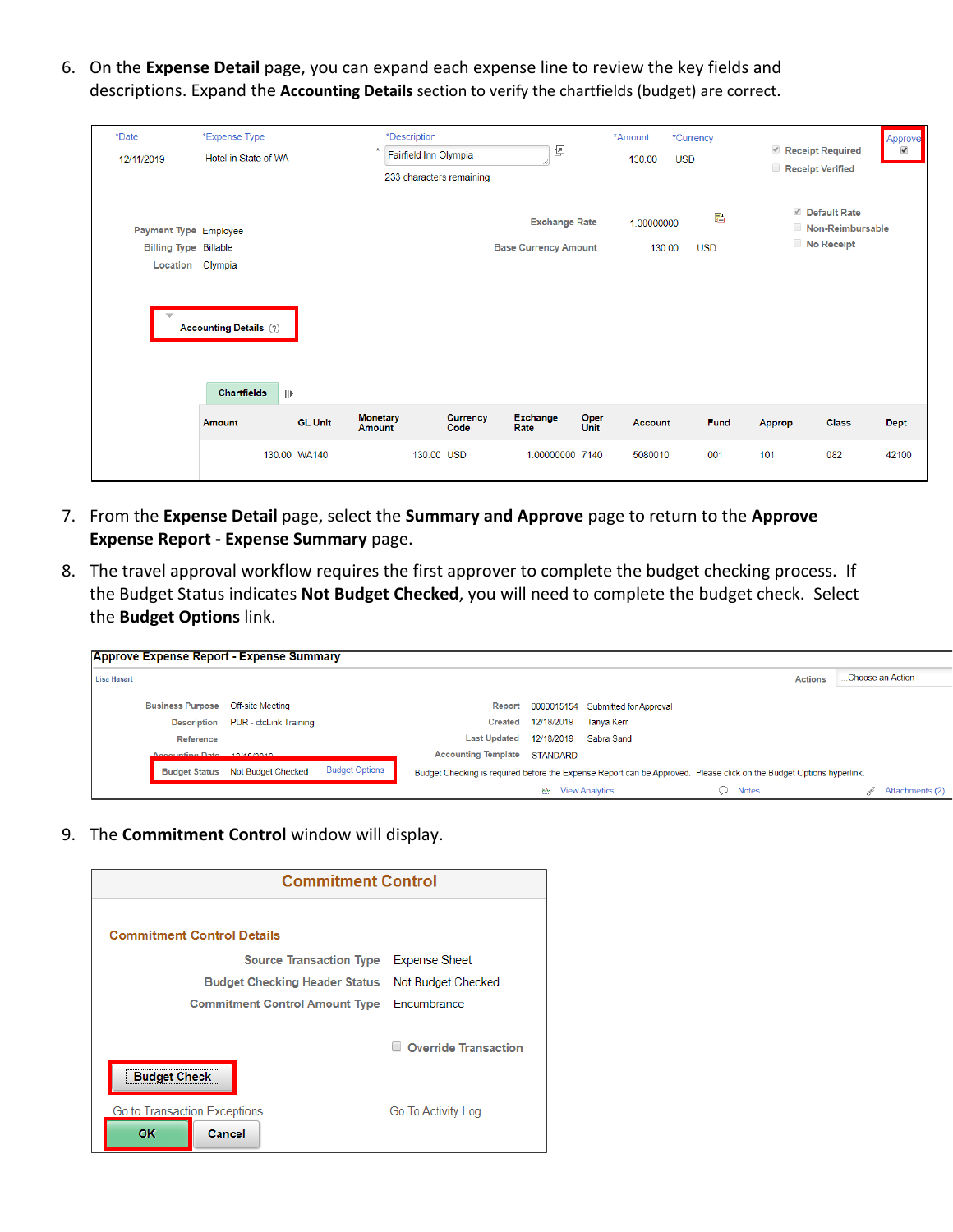6. On the **Expense Detail** page, you can expand each expense line to review the key fields and descriptions. Expand the **Accounting Details** section to verify the chartfields (budget) are correct.

| *Date | *Expense Type | *Description | *Amount | *Currency | | Approve |
|---|---|---|---|---|---|---|
| 12/11/2019 | Hotel in State of WA | Fairfield Inn Olympia | 130.00 | USD | Receipt Required; Receipt Verified | ☑ |

233 characters remaining

Payment Type Employee
Billing Type Billable
Location Olympia

Exchange Rate 1.00000000
Base Currency Amount 130.00 USD

Default Rate
Non-Reimbursable
No Receipt

Accounting Details

Chartfields

| Amount | GL Unit | Monetary Amount | Currency Code | Exchange Rate | Oper Unit | Account | Fund | Approp | Class | Dept |
|---|---|---|---|---|---|---|---|---|---|---|
| 130.00 | WA140 | 130.00 | USD | 1.00000000 | 7140 | 5080010 | 001 | 101 | 082 | 42100 |

7. From the **Expense Detail** page, select the **Summary and Approve** page to return to the **Approve Expense Report - Expense Summary** page.

8. The travel approval workflow requires the first approver to complete the budget checking process. If the Budget Status indicates **Not Budget Checked**, you will need to complete the budget check. Select the **Budget Options** link.

**Approve Expense Report - Expense Summary**

Lisa Hasart

Actions: Choose an Action

| | | | | |
|---|---|---|---|---|
| Business Purpose | Off-site Meeting | Report | 0000015154 | Submitted for Approval |
| Description | PUR - ctcLink Training | Created | 12/18/2019 | Tanya Kerr |
| Reference | | Last Updated | 12/18/2019 | Sabra Sand |
| Accounting Date | 12/18/2019 | Accounting Template | STANDARD | |
| Budget Status | Not Budget Checked | Budget Options | | |

Budget Checking is required before the Expense Report can be Approved. Please click on the Budget Options hyperlink.

View Analytics | Notes | Attachments (2)

9. The **Commitment Control** window will display.

**Commitment Control**

**Commitment Control Details**

| | |
|---|---|
| Source Transaction Type | Expense Sheet |
| Budget Checking Header Status | Not Budget Checked |
| Commitment Control Amount Type | Encumbrance |

Override Transaction

Budget Check

Go to Transaction Exceptions | Go To Activity Log

OK | Cancel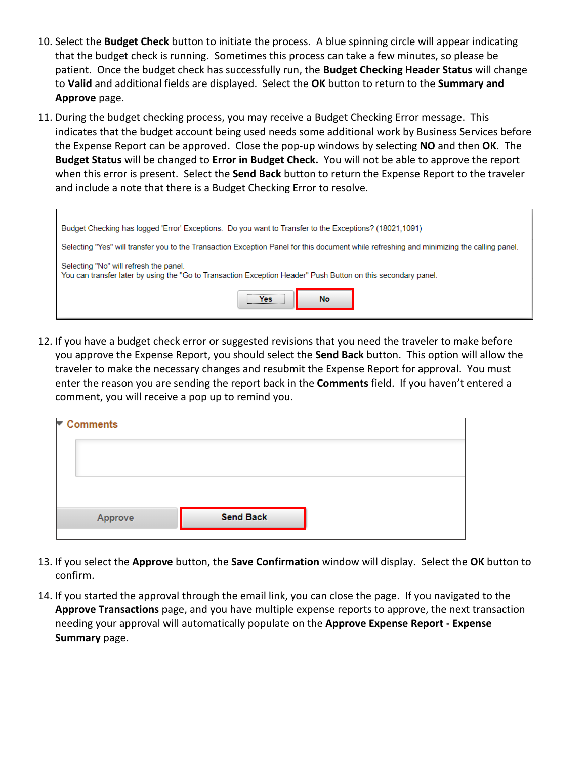10. Select the **Budget Check** button to initiate the process. A blue spinning circle will appear indicating that the budget check is running. Sometimes this process can take a few minutes, so please be patient. Once the budget check has successfully run, the **Budget Checking Header Status** will change to **Valid** and additional fields are displayed. Select the **OK** button to return to the **Summary and Approve** page.

11. During the budget checking process, you may receive a Budget Checking Error message. This indicates that the budget account being used needs some additional work by Business Services before the Expense Report can be approved. Close the pop-up windows by selecting **NO** and then **OK**. The **Budget Status** will be changed to **Error in Budget Check.** You will not be able to approve the report when this error is present. Select the **Send Back** button to return the Expense Report to the traveler and include a note that there is a Budget Checking Error to resolve.

Budget Checking has logged 'Error' Exceptions. Do you want to Transfer to the Exceptions? (18021,1091)

Selecting "Yes" will transfer you to the Transaction Exception Panel for this document while refreshing and minimizing the calling panel.

Selecting "No" will refresh the panel.
You can transfer later by using the "Go to Transaction Exception Header" Push Button on this secondary panel.

Yes No

12. If you have a budget check error or suggested revisions that you need the traveler to make before you approve the Expense Report, you should select the **Send Back** button. This option will allow the traveler to make the necessary changes and resubmit the Expense Report for approval. You must enter the reason you are sending the report back in the **Comments** field. If you haven't entered a comment, you will receive a pop up to remind you.

Comments

Approve Send Back

13. If you select the **Approve** button, the **Save Confirmation** window will display. Select the **OK** button to confirm.

14. If you started the approval through the email link, you can close the page. If you navigated to the **Approve Transactions** page, and you have multiple expense reports to approve, the next transaction needing your approval will automatically populate on the **Approve Expense Report - Expense Summary** page.